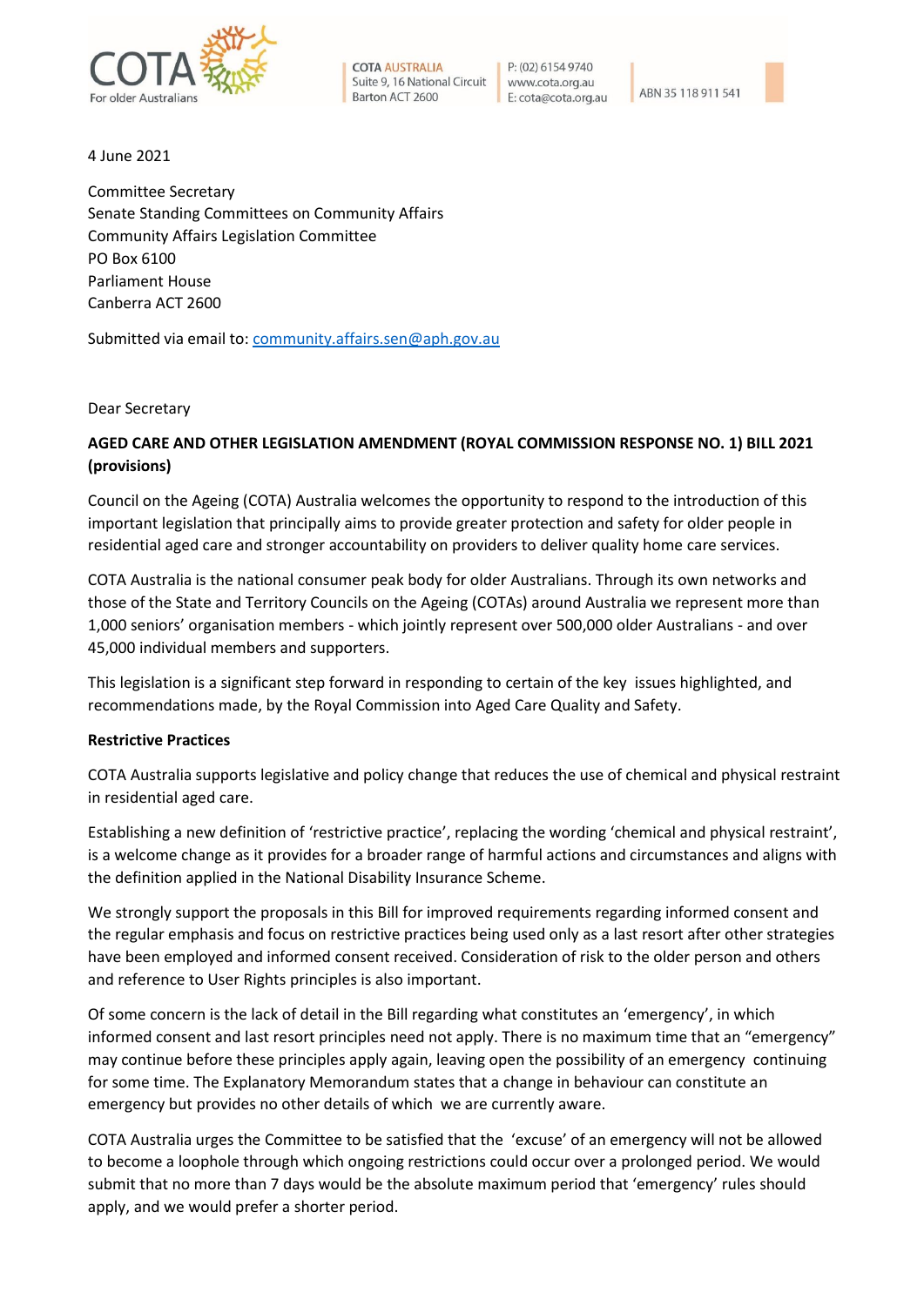COTA AUSTRALIA
Suite 9, 16 National Circuit
Barton ACT 2600

P: (02) 6154 9740
www.cota.org.au
E: cota@cota.org.au

ABN 35 118 911 541

4 June 2021

Committee Secretary
Senate Standing Committees on Community Affairs
Community Affairs Legislation Committee
PO Box 6100
Parliament House
Canberra ACT 2600

Submitted via email to: community.affairs.sen@aph.gov.au

Dear Secretary

**AGED CARE AND OTHER LEGISLATION AMENDMENT (ROYAL COMMISSION RESPONSE NO. 1) BILL 2021 (provisions)**

Council on the Ageing (COTA) Australia welcomes the opportunity to respond to the introduction of this important legislation that principally aims to provide greater protection and safety for older people in residential aged care and stronger accountability on providers to deliver quality home care services.

COTA Australia is the national consumer peak body for older Australians. Through its own networks and those of the State and Territory Councils on the Ageing (COTAs) around Australia we represent more than 1,000 seniors' organisation members - which jointly represent over 500,000 older Australians - and over 45,000 individual members and supporters.

This legislation is a significant step forward in responding to certain of the key issues highlighted, and recommendations made, by the Royal Commission into Aged Care Quality and Safety.

**Restrictive Practices**

COTA Australia supports legislative and policy change that reduces the use of chemical and physical restraint in residential aged care.

Establishing a new definition of 'restrictive practice', replacing the wording 'chemical and physical restraint', is a welcome change as it provides for a broader range of harmful actions and circumstances and aligns with the definition applied in the National Disability Insurance Scheme.

We strongly support the proposals in this Bill for improved requirements regarding informed consent and the regular emphasis and focus on restrictive practices being used only as a last resort after other strategies have been employed and informed consent received. Consideration of risk to the older person and others and reference to User Rights principles is also important.

Of some concern is the lack of detail in the Bill regarding what constitutes an 'emergency', in which informed consent and last resort principles need not apply. There is no maximum time that an "emergency" may continue before these principles apply again, leaving open the possibility of an emergency continuing for some time. The Explanatory Memorandum states that a change in behaviour can constitute an emergency but provides no other details of which we are currently aware.

COTA Australia urges the Committee to be satisfied that the 'excuse' of an emergency will not be allowed to become a loophole through which ongoing restrictions could occur over a prolonged period. We would submit that no more than 7 days would be the absolute maximum period that 'emergency' rules should apply, and we would prefer a shorter period.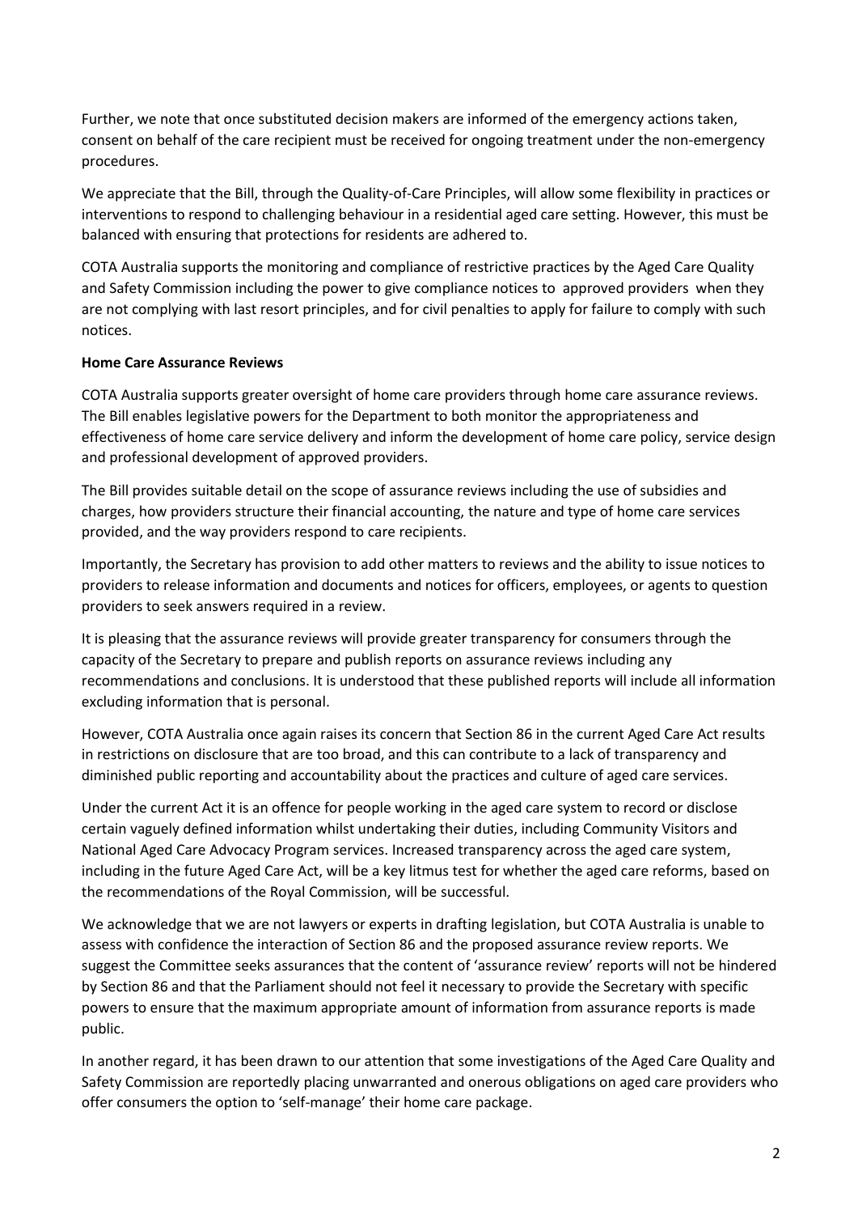Further, we note that once substituted decision makers are informed of the emergency actions taken, consent on behalf of the care recipient must be received for ongoing treatment under the non-emergency procedures.

We appreciate that the Bill, through the Quality-of-Care Principles, will allow some flexibility in practices or interventions to respond to challenging behaviour in a residential aged care setting. However, this must be balanced with ensuring that protections for residents are adhered to.

COTA Australia supports the monitoring and compliance of restrictive practices by the Aged Care Quality and Safety Commission including the power to give compliance notices to approved providers when they are not complying with last resort principles, and for civil penalties to apply for failure to comply with such notices.

**Home Care Assurance Reviews**

COTA Australia supports greater oversight of home care providers through home care assurance reviews. The Bill enables legislative powers for the Department to both monitor the appropriateness and effectiveness of home care service delivery and inform the development of home care policy, service design and professional development of approved providers.

The Bill provides suitable detail on the scope of assurance reviews including the use of subsidies and charges, how providers structure their financial accounting, the nature and type of home care services provided, and the way providers respond to care recipients.

Importantly, the Secretary has provision to add other matters to reviews and the ability to issue notices to providers to release information and documents and notices for officers, employees, or agents to question providers to seek answers required in a review.

It is pleasing that the assurance reviews will provide greater transparency for consumers through the capacity of the Secretary to prepare and publish reports on assurance reviews including any recommendations and conclusions. It is understood that these published reports will include all information excluding information that is personal.

However, COTA Australia once again raises its concern that Section 86 in the current Aged Care Act results in restrictions on disclosure that are too broad, and this can contribute to a lack of transparency and diminished public reporting and accountability about the practices and culture of aged care services.

Under the current Act it is an offence for people working in the aged care system to record or disclose certain vaguely defined information whilst undertaking their duties, including Community Visitors and National Aged Care Advocacy Program services. Increased transparency across the aged care system, including in the future Aged Care Act, will be a key litmus test for whether the aged care reforms, based on the recommendations of the Royal Commission, will be successful.

We acknowledge that we are not lawyers or experts in drafting legislation, but COTA Australia is unable to assess with confidence the interaction of Section 86 and the proposed assurance review reports. We suggest the Committee seeks assurances that the content of 'assurance review' reports will not be hindered by Section 86 and that the Parliament should not feel it necessary to provide the Secretary with specific powers to ensure that the maximum appropriate amount of information from assurance reports is made public.

In another regard, it has been drawn to our attention that some investigations of the Aged Care Quality and Safety Commission are reportedly placing unwarranted and onerous obligations on aged care providers who offer consumers the option to 'self-manage' their home care package.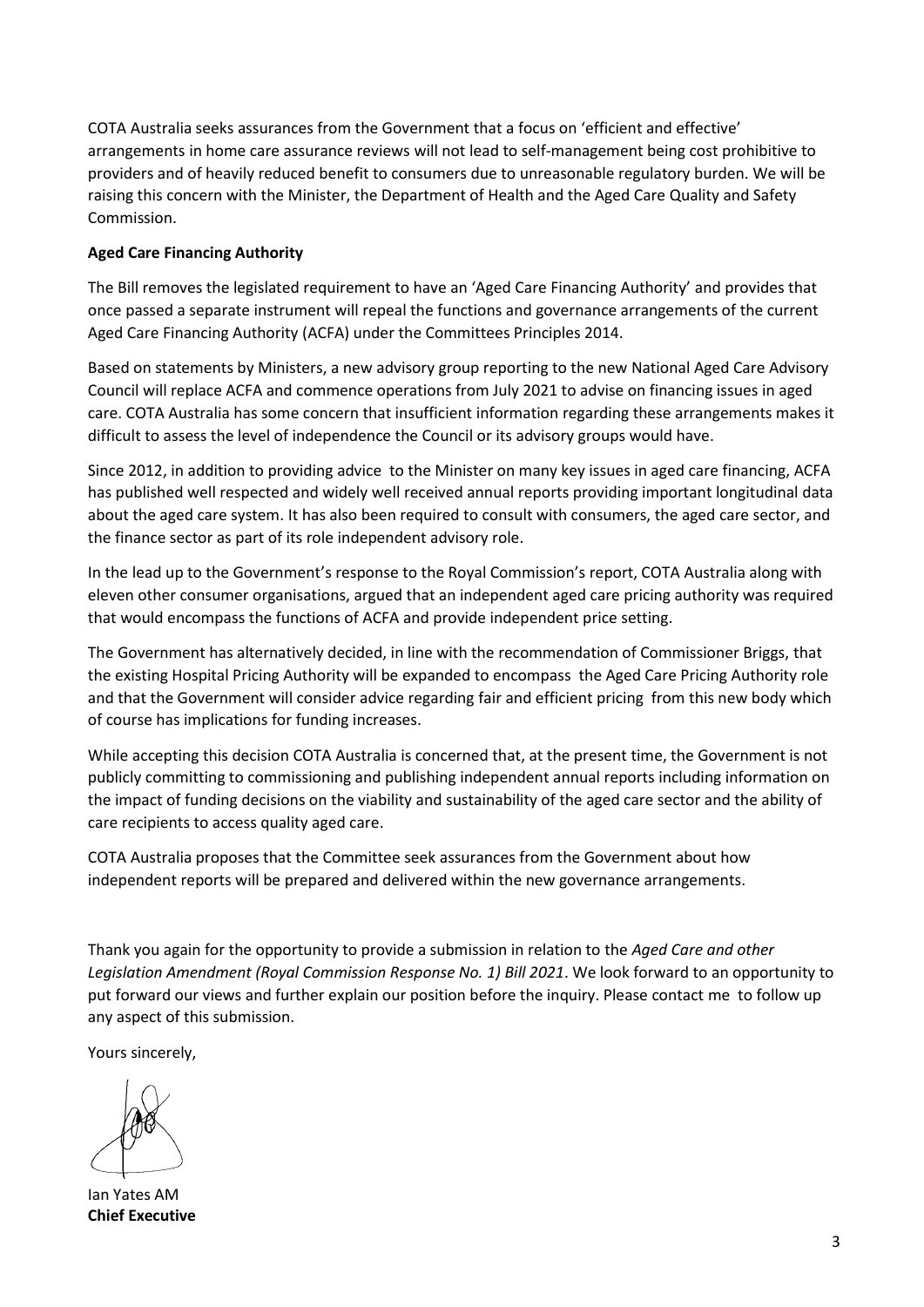COTA Australia seeks assurances from the Government that a focus on 'efficient and effective' arrangements in home care assurance reviews will not lead to self-management being cost prohibitive to providers and of heavily reduced benefit to consumers due to unreasonable regulatory burden. We will be raising this concern with the Minister, the Department of Health and the Aged Care Quality and Safety Commission.

**Aged Care Financing Authority**

The Bill removes the legislated requirement to have an 'Aged Care Financing Authority' and provides that once passed a separate instrument will repeal the functions and governance arrangements of the current Aged Care Financing Authority (ACFA) under the Committees Principles 2014.

Based on statements by Ministers, a new advisory group reporting to the new National Aged Care Advisory Council will replace ACFA and commence operations from July 2021 to advise on financing issues in aged care. COTA Australia has some concern that insufficient information regarding these arrangements makes it difficult to assess the level of independence the Council or its advisory groups would have.

Since 2012, in addition to providing advice to the Minister on many key issues in aged care financing, ACFA has published well respected and widely well received annual reports providing important longitudinal data about the aged care system. It has also been required to consult with consumers, the aged care sector, and the finance sector as part of its role independent advisory role.

In the lead up to the Government's response to the Royal Commission's report, COTA Australia along with eleven other consumer organisations, argued that an independent aged care pricing authority was required that would encompass the functions of ACFA and provide independent price setting.

The Government has alternatively decided, in line with the recommendation of Commissioner Briggs, that the existing Hospital Pricing Authority will be expanded to encompass the Aged Care Pricing Authority role and that the Government will consider advice regarding fair and efficient pricing from this new body which of course has implications for funding increases.

While accepting this decision COTA Australia is concerned that, at the present time, the Government is not publicly committing to commissioning and publishing independent annual reports including information on the impact of funding decisions on the viability and sustainability of the aged care sector and the ability of care recipients to access quality aged care.

COTA Australia proposes that the Committee seek assurances from the Government about how independent reports will be prepared and delivered within the new governance arrangements.

Thank you again for the opportunity to provide a submission in relation to the *Aged Care and other Legislation Amendment (Royal Commission Response No. 1) Bill 2021*. We look forward to an opportunity to put forward our views and further explain our position before the inquiry. Please contact me to follow up any aspect of this submission.

Yours sincerely,

Ian Yates AM
**Chief Executive**